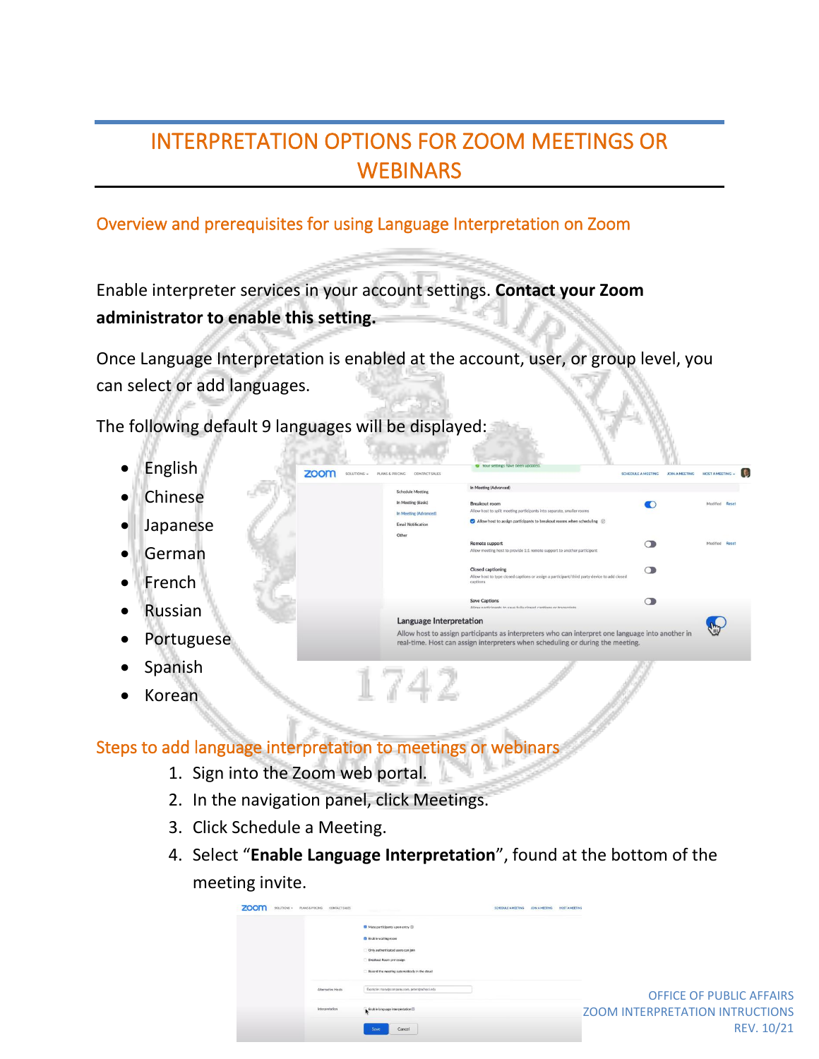# INTERPRETATION OPTIONS FOR ZOOM MEETINGS OR WEBINARS

## Overview and prerequisites for using Language Interpretation on Zoom

Enable interpreter services in your account settings. **Contact your Zoom administrator to enable this setting.**

Once Language Interpretation is enabled at the account, user, or group level, you can select or add languages.

The following default 9 languages will be displayed:

- English
- Chinese
- Japanese
- German
- French
- Russian
- Portuguese
- Spanish
- Korean

## Steps to add language interpretation to meetings or webinars

1. Sign into the Zoom web portal.
2. In the navigation panel, click Meetings.
3. Click Schedule a Meeting.
4. Select "**Enable Language Interpretation**", found at the bottom of the meeting invite.

OFFICE OF PUBLIC AFFAIRS
ZOOM INTERPRETATION INTRUCTIONS
REV. 10/21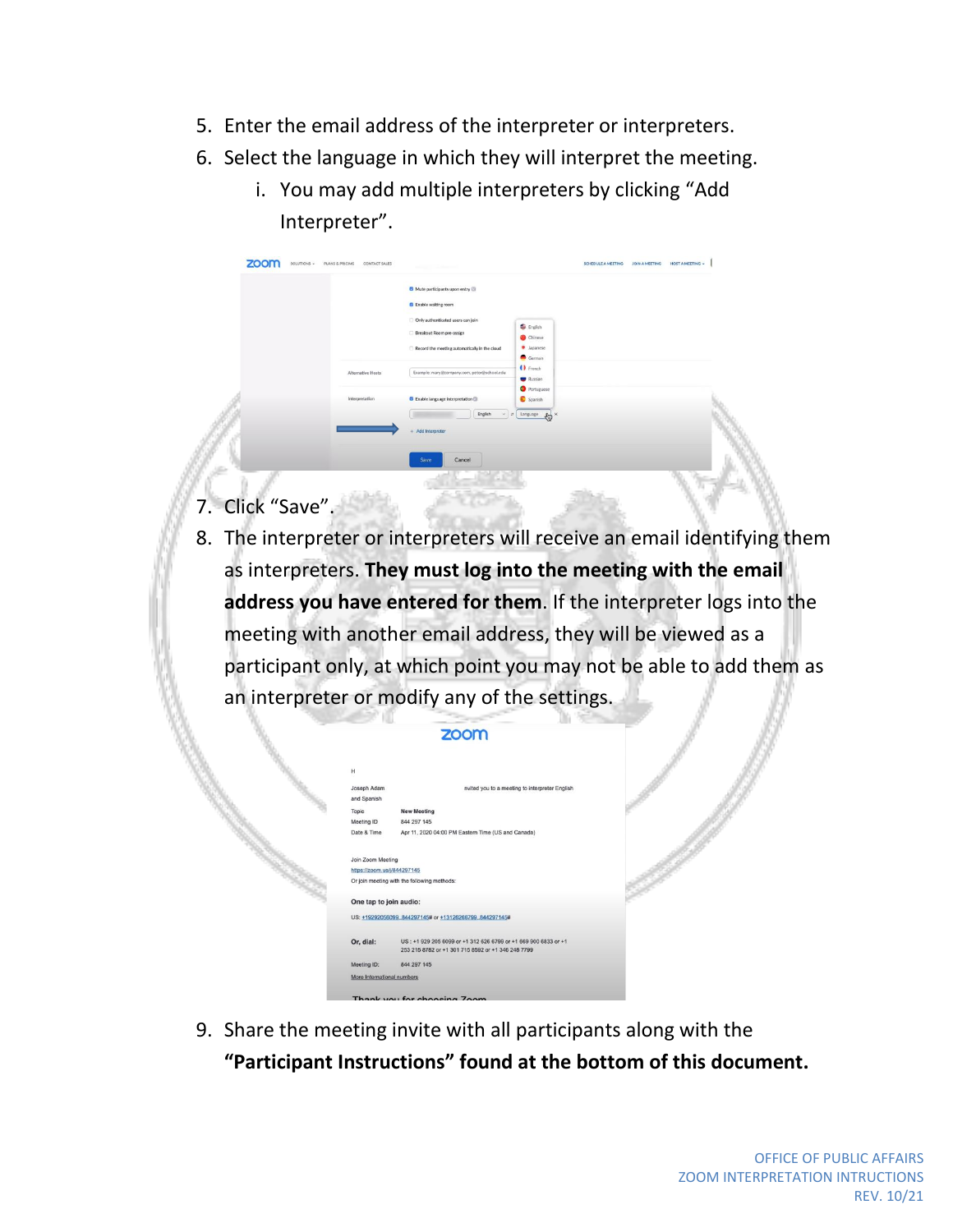5. Enter the email address of the interpreter or interpreters.
6. Select the language in which they will interpret the meeting.
   i. You may add multiple interpreters by clicking "Add Interpreter".

7. Click "Save".
8. The interpreter or interpreters will receive an email identifying them as interpreters. **They must log into the meeting with the email address you have entered for them**. If the interpreter logs into the meeting with another email address, they will be viewed as a participant only, at which point you may not be able to add them as an interpreter or modify any of the settings.

9. Share the meeting invite with all participants along with the **"Participant Instructions" found at the bottom of this document.**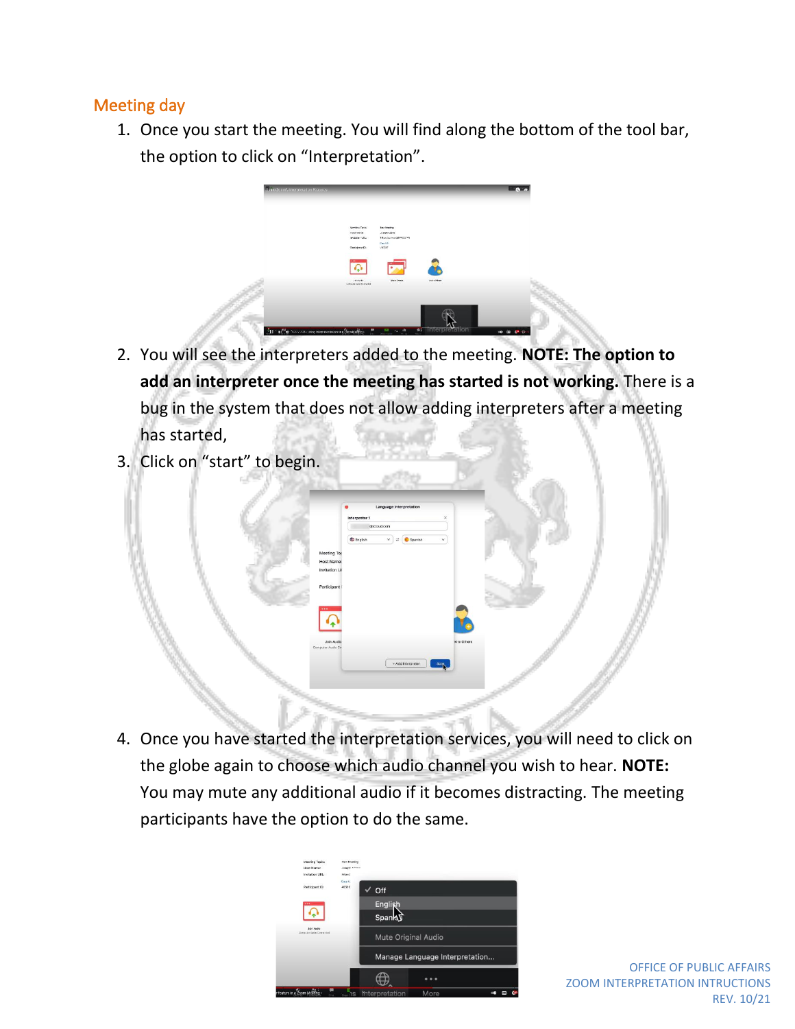## Meeting day

1. Once you start the meeting. You will find along the bottom of the tool bar, the option to click on "Interpretation".

2. You will see the interpreters added to the meeting. **NOTE: The option to add an interpreter once the meeting has started is not working.** There is a bug in the system that does not allow adding interpreters after a meeting has started,
3. Click on "start" to begin.

4. Once you have started the interpretation services, you will need to click on the globe again to choose which audio channel you wish to hear. **NOTE:** You may mute any additional audio if it becomes distracting. The meeting participants have the option to do the same.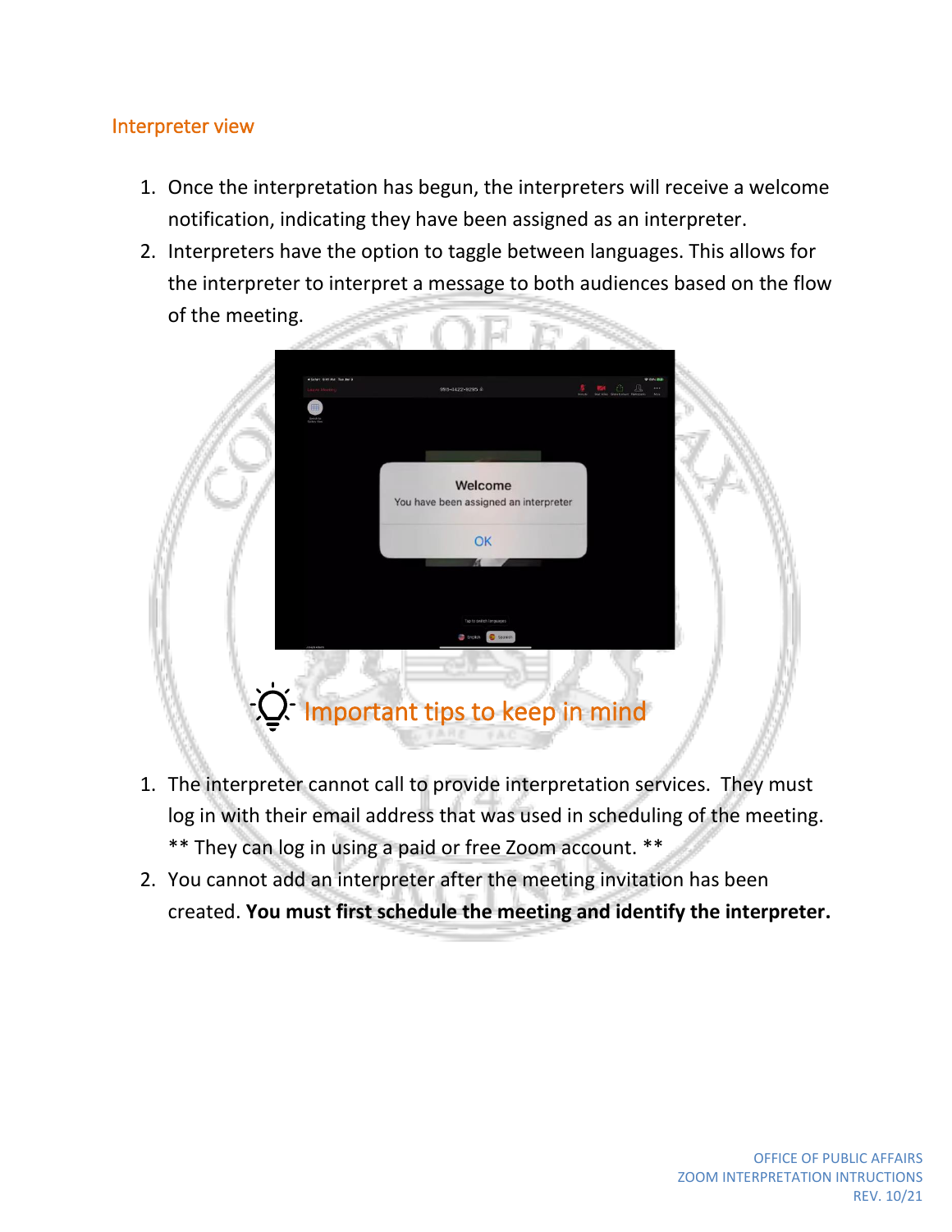## Interpreter view

1. Once the interpretation has begun, the interpreters will receive a welcome notification, indicating they have been assigned as an interpreter.
2. Interpreters have the option to taggle between languages. This allows for the interpreter to interpret a message to both audiences based on the flow of the meeting.

## Important tips to keep in mind

1. The interpreter cannot call to provide interpretation services. They must log in with their email address that was used in scheduling of the meeting. ** They can log in using a paid or free Zoom account. **
2. You cannot add an interpreter after the meeting invitation has been created. **You must first schedule the meeting and identify the interpreter.**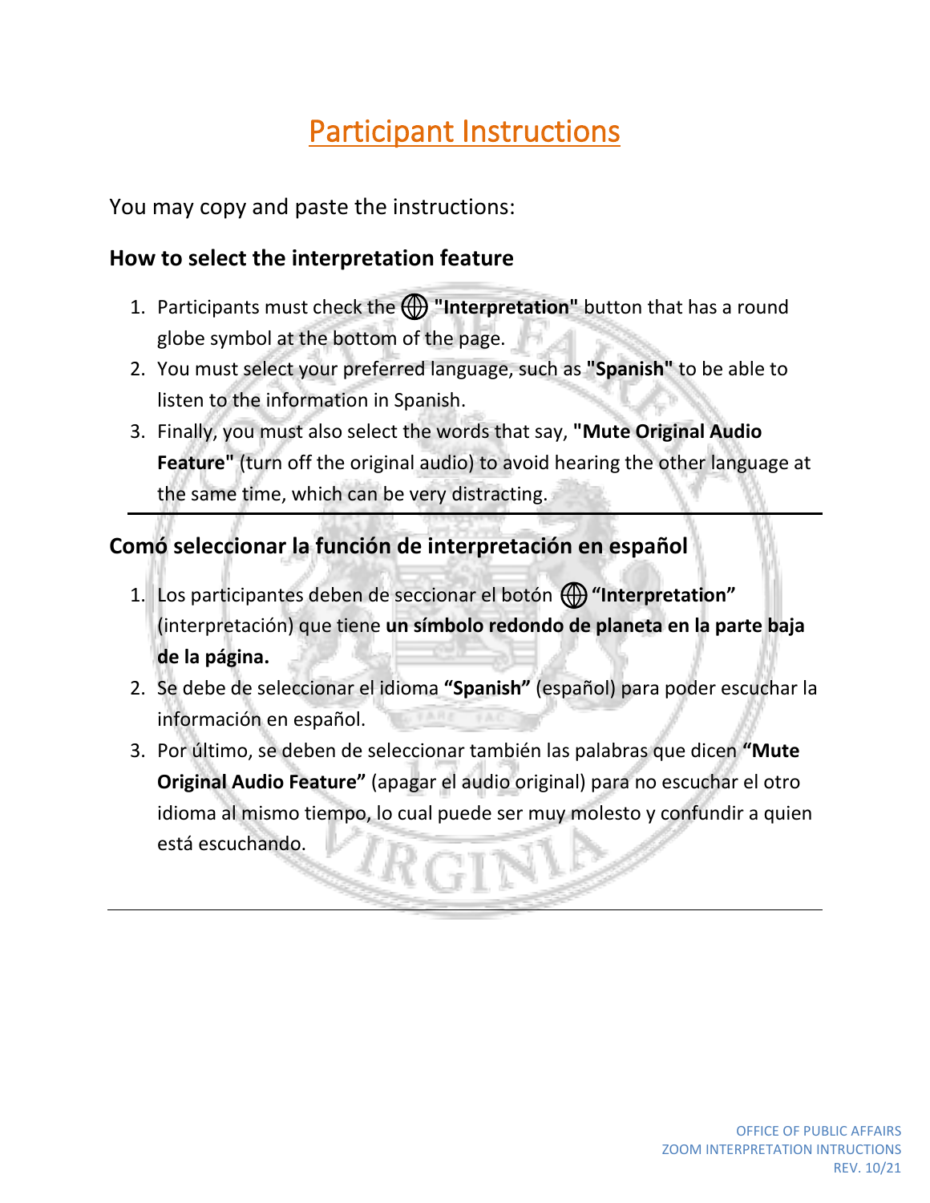# Participant Instructions

You may copy and paste the instructions:

## How to select the interpretation feature

1. Participants must check the 🌐 **"Interpretation"** button that has a round globe symbol at the bottom of the page.
2. You must select your preferred language, such as **"Spanish"** to be able to listen to the information in Spanish.
3. Finally, you must also select the words that say, **"Mute Original Audio Feature"** (turn off the original audio) to avoid hearing the other language at the same time, which can be very distracting.

---

## Comó seleccionar la función de interpretación en español

1. Los participantes deben de seccionar el botón 🌐 **"Interpretation"** (interpretación) que tiene **un símbolo redondo de planeta en la parte baja de la página.**
2. Se debe de seleccionar el idioma **"Spanish"** (español) para poder escuchar la información en español.
3. Por último, se deben de seleccionar también las palabras que dicen **"Mute Original Audio Feature"** (apagar el audio original) para no escuchar el otro idioma al mismo tiempo, lo cual puede ser muy molesto y confundir a quien está escuchando.

---

OFFICE OF PUBLIC AFFAIRS
ZOOM INTERPRETATION INTRUCTIONS
REV. 10/21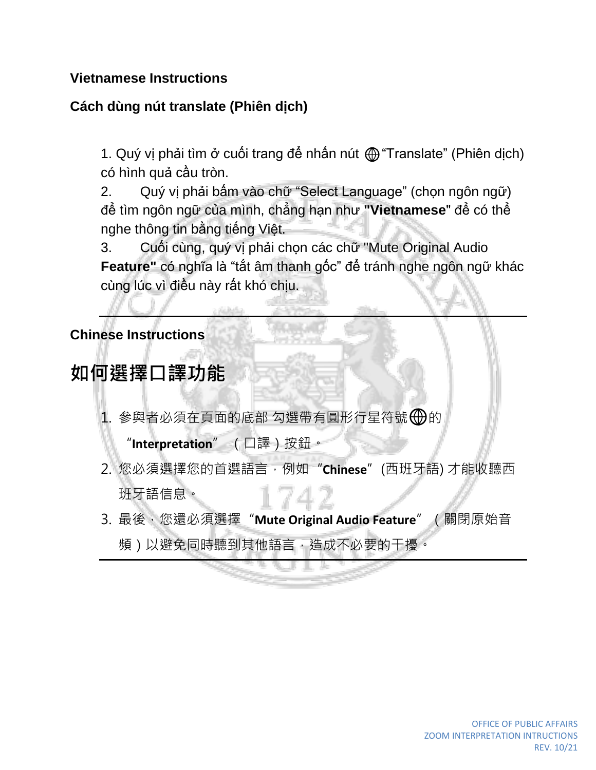**Vietnamese Instructions**

**Cách dùng nút translate (Phiên dịch)**

1. Quý vị phải tìm ở cuối trang để nhấn nút 🌐 "Translate" (Phiên dịch) có hình quả cầu tròn.
2. Quý vị phải bấm vào chữ "Select Language" (chọn ngôn ngữ) để tìm ngôn ngữ của mình, chẳng hạn như **"Vietnamese"** để có thể nghe thông tin bằng tiếng Việt.
3. Cuối cùng, quý vị phải chọn các chữ **"Mute Original Audio Feature"** có nghĩa là "tắt âm thanh gốc" để tránh nghe ngôn ngữ khác cùng lúc vì điều này rất khó chịu.

---

**Chinese Instructions**

## 如何選擇口譯功能

1. 參與者必須在頁面的底部 勾選帶有圓形行星符號🌐的 "**Interpretation**"（口譯）按鈕。
2. 您必須選擇您的首選語言，例如"**Chinese**"(西班牙語) 才能收聽西班牙語信息。
3. 最後，您還必須選擇"**Mute Original Audio Feature**"（關閉原始音頻）以避免同時聽到其他語言，造成不必要的干擾。

---

OFFICE OF PUBLIC AFFAIRS
ZOOM INTERPRETATION INTRUCTIONS
REV. 10/21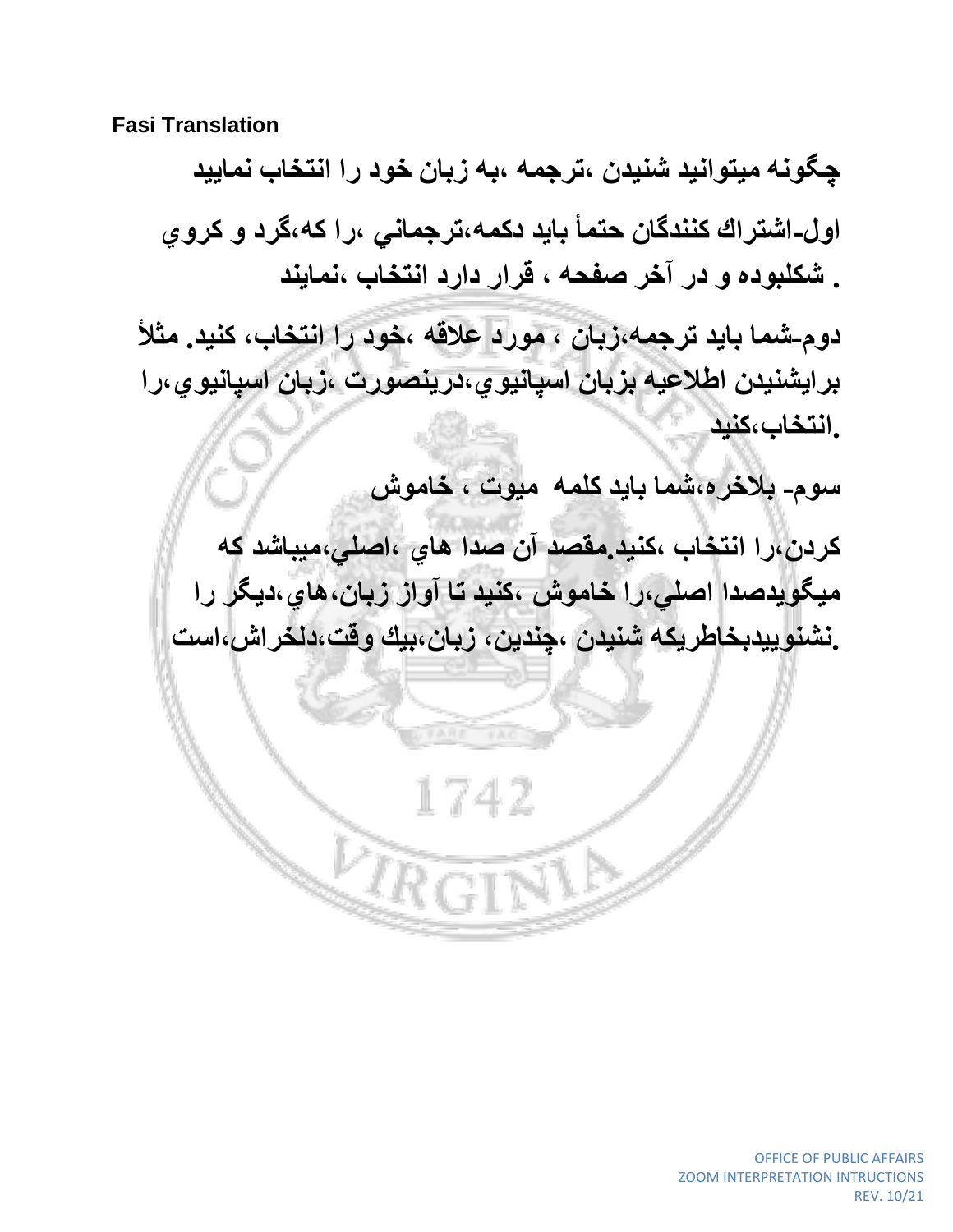**Fasi Translation**

**چگونه میتوانید شنیدن ،ترجمه ،به زبان خود را انتخاب نمایید**

**اول-اشتراك كنندگان حتمأ بايد دكمه،ترجماني ،را كه،گرد و كروي . شکلبوده و در آخر صفحه ، قرار دارد انتخاب ،نمايند**

**دوم-شما بايد ترجمه،زبان ، مورد علاقه ،خود را انتخاب، كنيد. مثلأ برايشنيدن اطلاعيه بزبان اسپانيوي،درينصورت ،زبان اسپانيوي،را .انتخاب،كنيد**

**سوم- بلاخره،شما بايد كلمه ميوت ، خاموش**

**كردن،را انتخاب ،كنيد.مقصد آن صدا هاي ،اصلي،ميباشد كه ميگوييدصدا اصلي،را خاموش ،كنيد تا آواز زبان،هاي،ديگر را .نشنوييدبخاطريكه شنيدن ،چندين، زبان،بيك وقت،دلخراش،است**